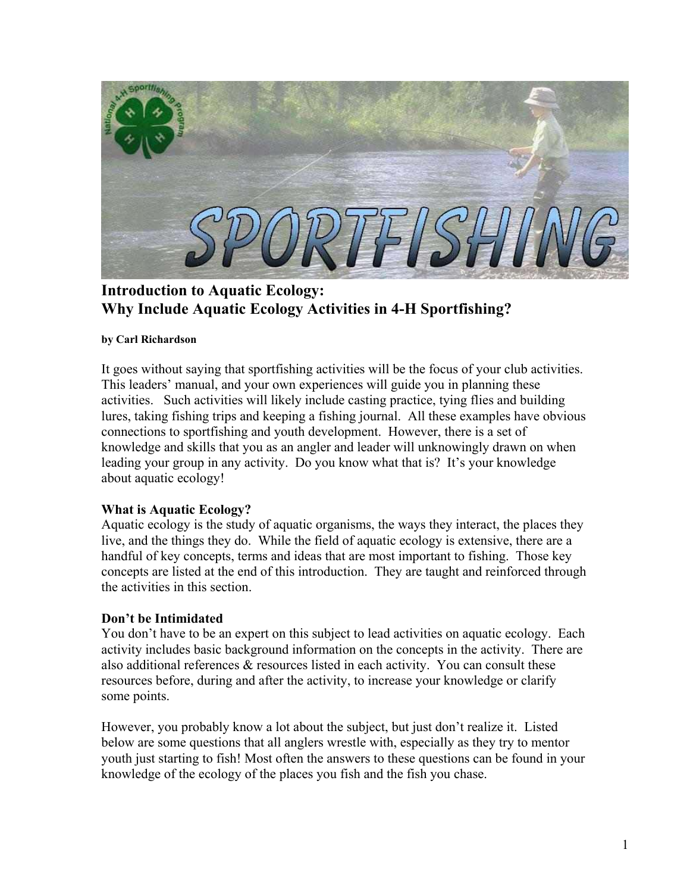# Introduction to Aquatic Ecology: Why Include Aquatic Ecology Activities in 4-H Sportfishing?

**by Carl Richardson**

It goes without saying that sportfishing activities will be the focus of your club activities. This leaders' manual, and your own experiences will guide you in planning these activities. Such activities will likely include casting practice, tying flies and building lures, taking fishing trips and keeping a fishing journal. All these examples have obvious connections to sportfishing and youth development. However, there is a set of knowledge and skills that you as an angler and leader will unknowingly drawn on when leading your group in any activity. Do you know what that is? It's your knowledge about aquatic ecology!

### What is Aquatic Ecology?

Aquatic ecology is the study of aquatic organisms, the ways they interact, the places they live, and the things they do. While the field of aquatic ecology is extensive, there are a handful of key concepts, terms and ideas that are most important to fishing. Those key concepts are listed at the end of this introduction. They are taught and reinforced through the activities in this section.

### Don't be Intimidated

You don't have to be an expert on this subject to lead activities on aquatic ecology. Each activity includes basic background information on the concepts in the activity. There are also additional references & resources listed in each activity. You can consult these resources before, during and after the activity, to increase your knowledge or clarify some points.

However, you probably know a lot about the subject, but just don't realize it. Listed below are some questions that all anglers wrestle with, especially as they try to mentor youth just starting to fish! Most often the answers to these questions can be found in your knowledge of the ecology of the places you fish and the fish you chase.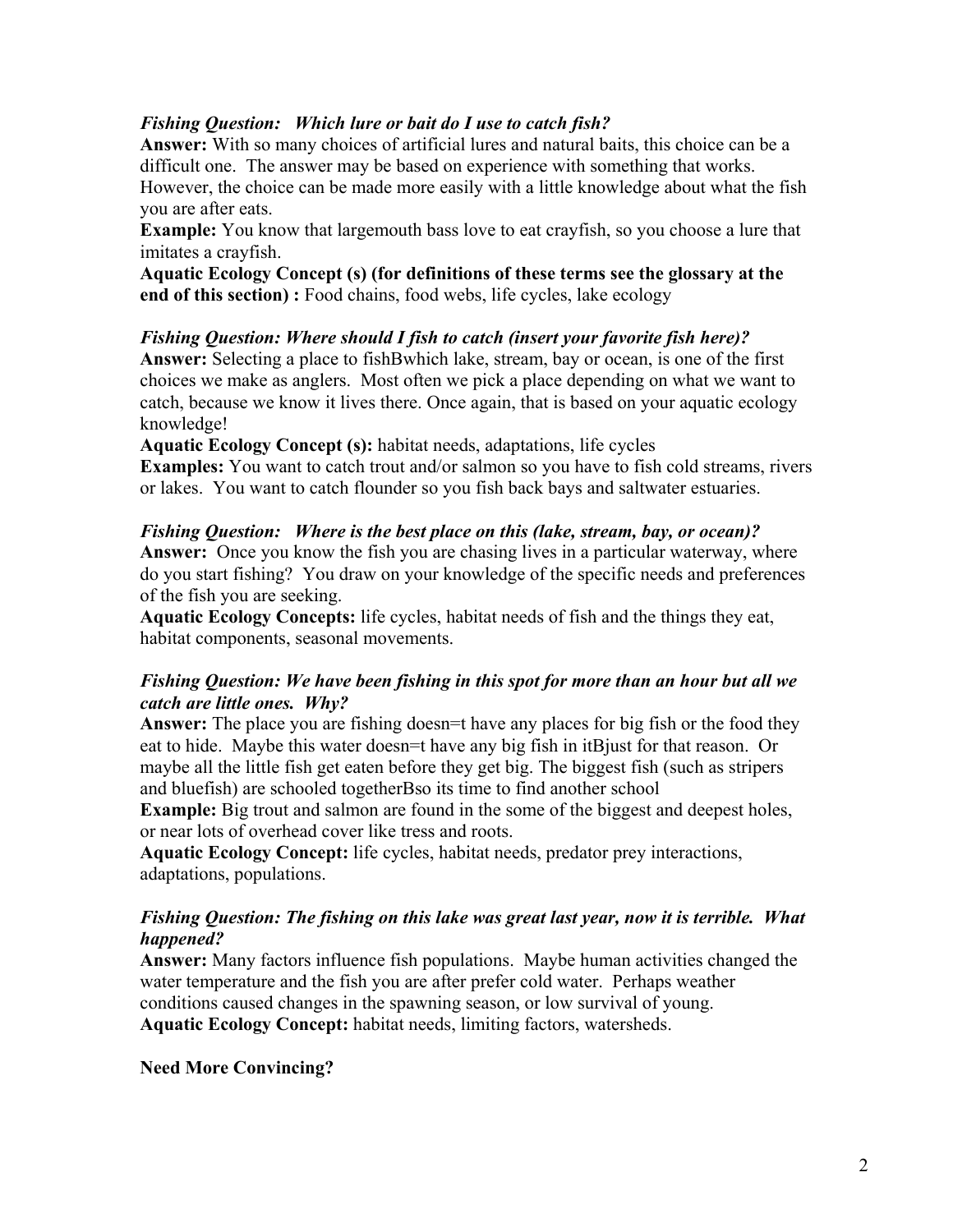***Fishing Question: Which lure or bait do I use to catch fish?***

**Answer:** With so many choices of artificial lures and natural baits, this choice can be a difficult one. The answer may be based on experience with something that works. However, the choice can be made more easily with a little knowledge about what the fish you are after eats.

**Example:** You know that largemouth bass love to eat crayfish, so you choose a lure that imitates a crayfish.

**Aquatic Ecology Concept (s) (for definitions of these terms see the glossary at the end of this section) :** Food chains, food webs, life cycles, lake ecology

***Fishing Question: Where should I fish to catch (insert your favorite fish here)?***

**Answer:** Selecting a place to fishBwhich lake, stream, bay or ocean, is one of the first choices we make as anglers. Most often we pick a place depending on what we want to catch, because we know it lives there. Once again, that is based on your aquatic ecology knowledge!

**Aquatic Ecology Concept (s):** habitat needs, adaptations, life cycles

**Examples:** You want to catch trout and/or salmon so you have to fish cold streams, rivers or lakes. You want to catch flounder so you fish back bays and saltwater estuaries.

***Fishing Question: Where is the best place on this (lake, stream, bay, or ocean)?***

**Answer:** Once you know the fish you are chasing lives in a particular waterway, where do you start fishing? You draw on your knowledge of the specific needs and preferences of the fish you are seeking.

**Aquatic Ecology Concepts:** life cycles, habitat needs of fish and the things they eat, habitat components, seasonal movements.

***Fishing Question: We have been fishing in this spot for more than an hour but all we catch are little ones. Why?***

**Answer:** The place you are fishing doesn=t have any places for big fish or the food they eat to hide. Maybe this water doesn=t have any big fish in itBjust for that reason. Or maybe all the little fish get eaten before they get big. The biggest fish (such as stripers and bluefish) are schooled togetherBso its time to find another school

**Example:** Big trout and salmon are found in the some of the biggest and deepest holes, or near lots of overhead cover like tress and roots.

**Aquatic Ecology Concept:** life cycles, habitat needs, predator prey interactions, adaptations, populations.

***Fishing Question: The fishing on this lake was great last year, now it is terrible. What happened?***

**Answer:** Many factors influence fish populations. Maybe human activities changed the water temperature and the fish you are after prefer cold water. Perhaps weather conditions caused changes in the spawning season, or low survival of young.

**Aquatic Ecology Concept:** habitat needs, limiting factors, watersheds.

**Need More Convincing?**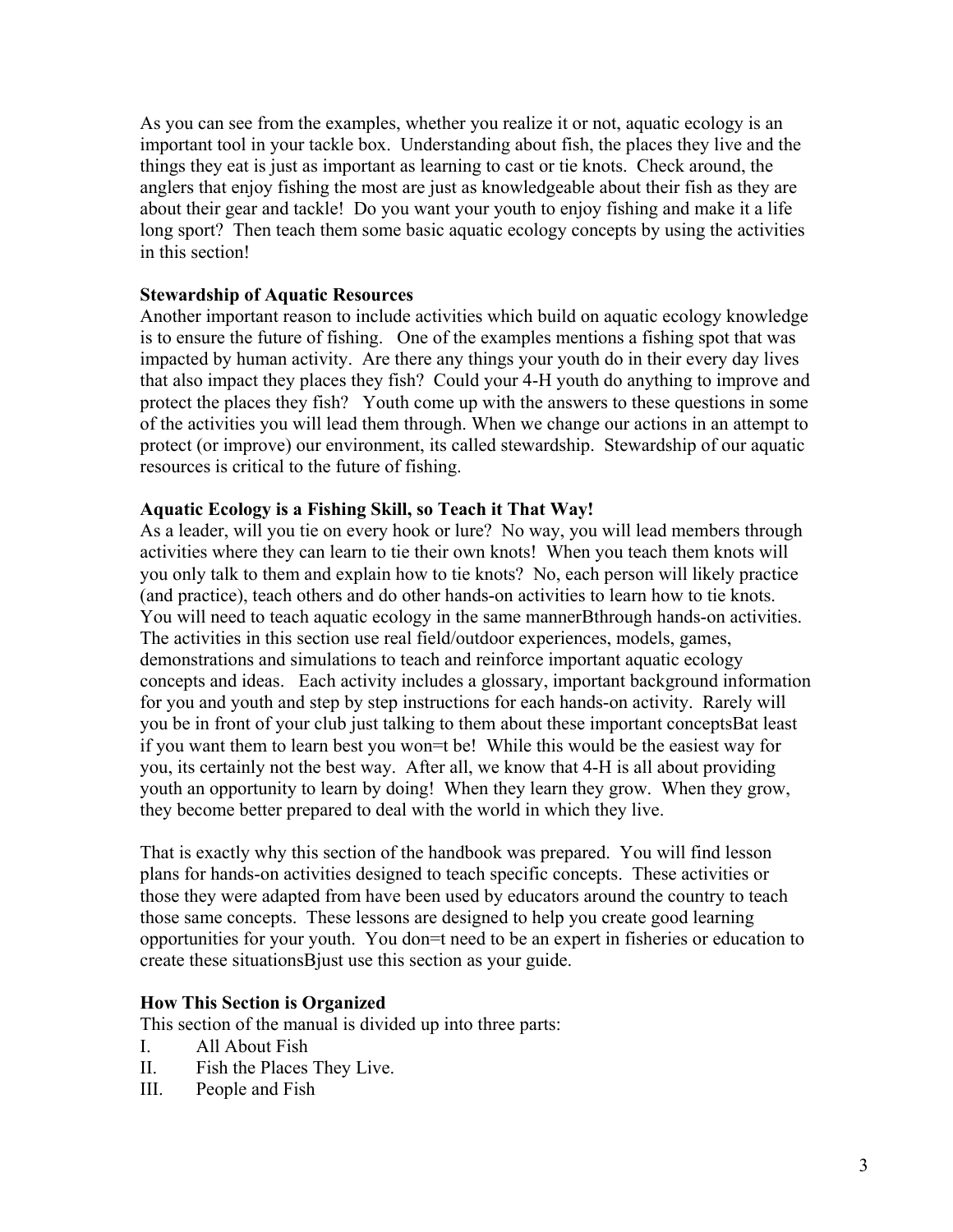As you can see from the examples, whether you realize it or not, aquatic ecology is an important tool in your tackle box. Understanding about fish, the places they live and the things they eat is just as important as learning to cast or tie knots. Check around, the anglers that enjoy fishing the most are just as knowledgeable about their fish as they are about their gear and tackle! Do you want your youth to enjoy fishing and make it a life long sport? Then teach them some basic aquatic ecology concepts by using the activities in this section!

**Stewardship of Aquatic Resources**

Another important reason to include activities which build on aquatic ecology knowledge is to ensure the future of fishing. One of the examples mentions a fishing spot that was impacted by human activity. Are there any things your youth do in their every day lives that also impact they places they fish? Could your 4-H youth do anything to improve and protect the places they fish? Youth come up with the answers to these questions in some of the activities you will lead them through. When we change our actions in an attempt to protect (or improve) our environment, its called stewardship. Stewardship of our aquatic resources is critical to the future of fishing.

**Aquatic Ecology is a Fishing Skill, so Teach it That Way!**

As a leader, will you tie on every hook or lure? No way, you will lead members through activities where they can learn to tie their own knots! When you teach them knots will you only talk to them and explain how to tie knots? No, each person will likely practice (and practice), teach others and do other hands-on activities to learn how to tie knots. You will need to teach aquatic ecology in the same mannerBthrough hands-on activities. The activities in this section use real field/outdoor experiences, models, games, demonstrations and simulations to teach and reinforce important aquatic ecology concepts and ideas. Each activity includes a glossary, important background information for you and youth and step by step instructions for each hands-on activity. Rarely will you be in front of your club just talking to them about these important conceptsBat least if you want them to learn best you won=t be! While this would be the easiest way for you, its certainly not the best way. After all, we know that 4-H is all about providing youth an opportunity to learn by doing! When they learn they grow. When they grow, they become better prepared to deal with the world in which they live.

That is exactly why this section of the handbook was prepared. You will find lesson plans for hands-on activities designed to teach specific concepts. These activities or those they were adapted from have been used by educators around the country to teach those same concepts. These lessons are designed to help you create good learning opportunities for your youth. You don=t need to be an expert in fisheries or education to create these situationsBjust use this section as your guide.

**How This Section is Organized**

This section of the manual is divided up into three parts:

I. All About Fish
II. Fish the Places They Live.
III. People and Fish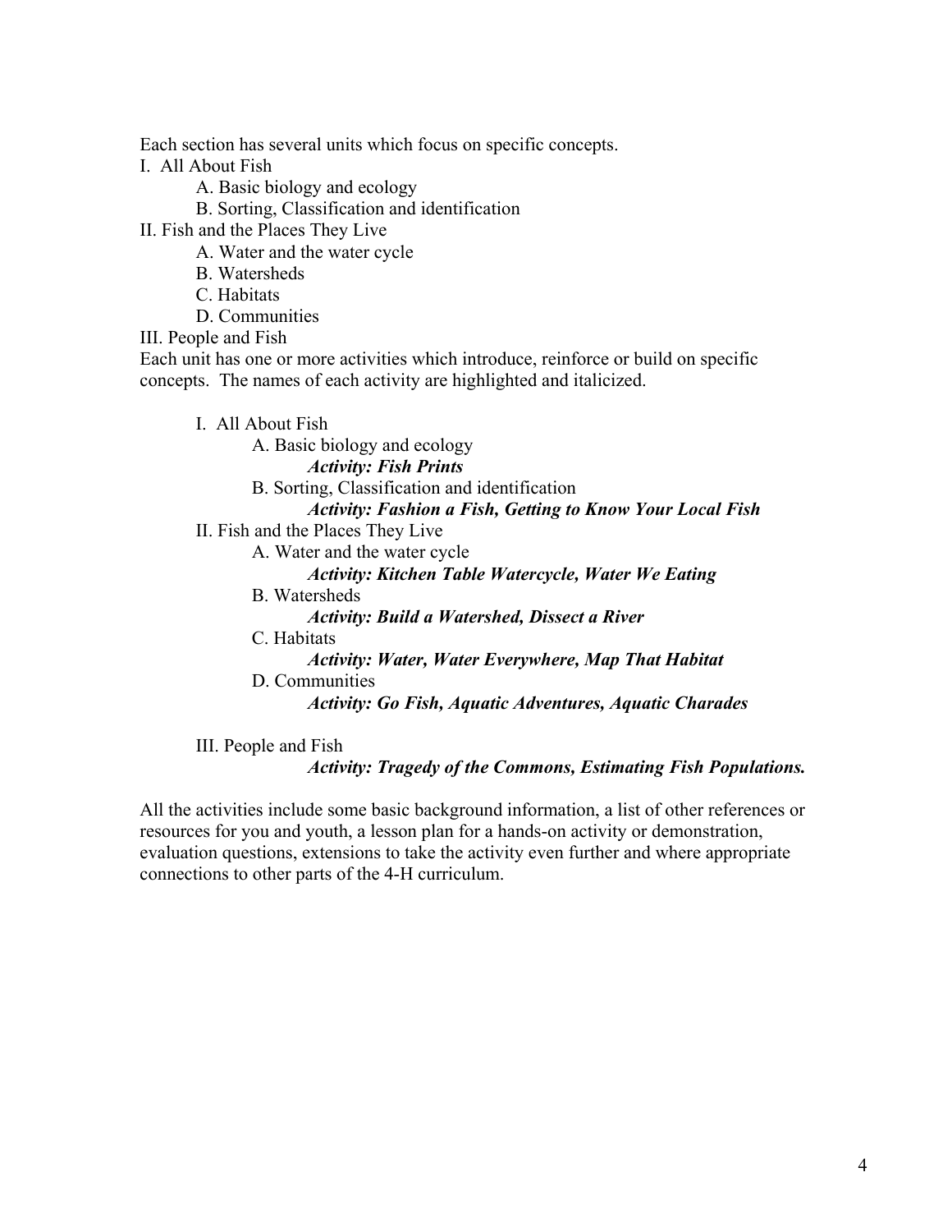Each section has several units which focus on specific concepts.

I. All About Fish
   - A. Basic biology and ecology
   - B. Sorting, Classification and identification

II. Fish and the Places They Live
   - A. Water and the water cycle
   - B. Watersheds
   - C. Habitats
   - D. Communities

III. People and Fish

Each unit has one or more activities which introduce, reinforce or build on specific concepts. The names of each activity are highlighted and italicized.

I. All About Fish
   - A. Basic biology and ecology
     - ***Activity: Fish Prints***
   - B. Sorting, Classification and identification
     - ***Activity: Fashion a Fish, Getting to Know Your Local Fish***

II. Fish and the Places They Live
   - A. Water and the water cycle
     - ***Activity: Kitchen Table Watercycle, Water We Eating***
   - B. Watersheds
     - ***Activity: Build a Watershed, Dissect a River***
   - C. Habitats
     - ***Activity: Water, Water Everywhere, Map That Habitat***
   - D. Communities
     - ***Activity: Go Fish, Aquatic Adventures, Aquatic Charades***

III. People and Fish
   - ***Activity: Tragedy of the Commons, Estimating Fish Populations.***

All the activities include some basic background information, a list of other references or resources for you and youth, a lesson plan for a hands-on activity or demonstration, evaluation questions, extensions to take the activity even further and where appropriate connections to other parts of the 4-H curriculum.